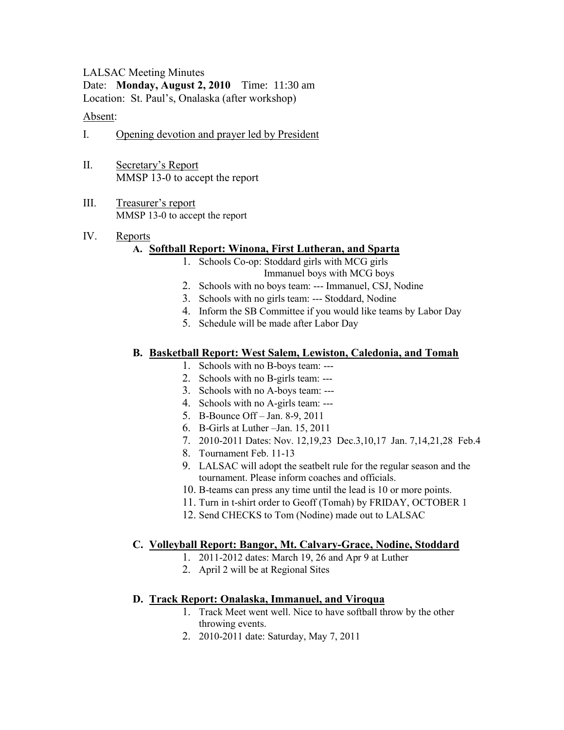LALSAC Meeting Minutes
Date: **Monday, August 2, 2010** Time: 11:30 am
Location: St. Paul's, Onalaska (after workshop)

Absent:

I. Opening devotion and prayer led by President

II. Secretary's Report
MMSP 13-0 to accept the report

III. Treasurer's report
MMSP 13-0 to accept the report

IV. Reports

**A. Softball Report: Winona, First Lutheran, and Sparta**

1. Schools Co-op: Stoddard girls with MCG girls
   Immanuel boys with MCG boys
2. Schools with no boys team: --- Immanuel, CSJ, Nodine
3. Schools with no girls team: --- Stoddard, Nodine
4. Inform the SB Committee if you would like teams by Labor Day
5. Schedule will be made after Labor Day

**B. Basketball Report: West Salem, Lewiston, Caledonia, and Tomah**

1. Schools with no B-boys team: ---
2. Schools with no B-girls team: ---
3. Schools with no A-boys team: ---
4. Schools with no A-girls team: ---
5. B-Bounce Off – Jan. 8-9, 2011
6. B-Girls at Luther –Jan. 15, 2011
7. 2010-2011 Dates: Nov. 12,19,23 Dec.3,10,17 Jan. 7,14,21,28 Feb.4
8. Tournament Feb. 11-13
9. LALSAC will adopt the seatbelt rule for the regular season and the tournament. Please inform coaches and officials.
10. B-teams can press any time until the lead is 10 or more points.
11. Turn in t-shirt order to Geoff (Tomah) by FRIDAY, OCTOBER 1
12. Send CHECKS to Tom (Nodine) made out to LALSAC

**C. Volleyball Report: Bangor, Mt. Calvary-Grace, Nodine, Stoddard**

1. 2011-2012 dates: March 19, 26 and Apr 9 at Luther
2. April 2 will be at Regional Sites

**D. Track Report: Onalaska, Immanuel, and Viroqua**

1. Track Meet went well. Nice to have softball throw by the other throwing events.
2. 2010-2011 date: Saturday, May 7, 2011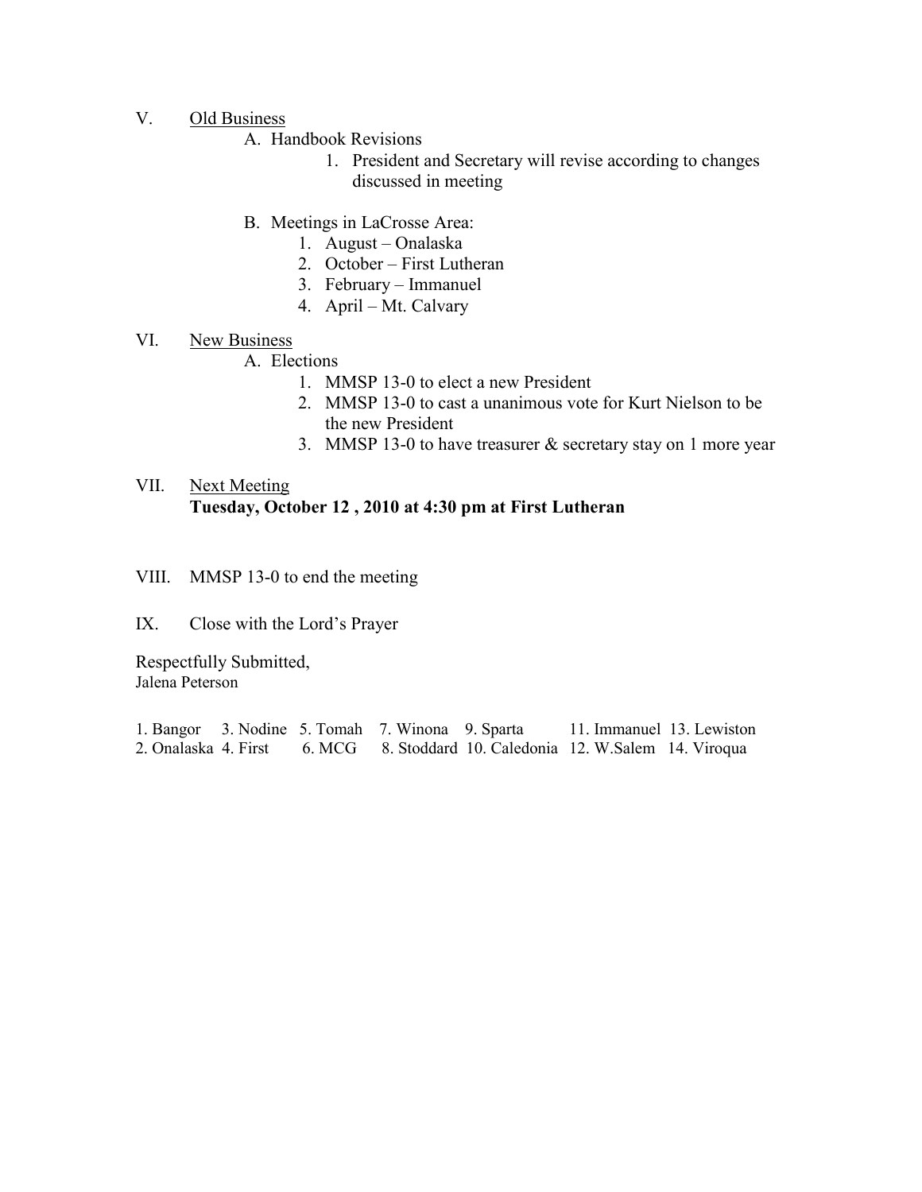V. Old Business

A. Handbook Revisions
  1. President and Secretary will revise according to changes discussed in meeting

B. Meetings in LaCrosse Area:
  1. August – Onalaska
  2. October – First Lutheran
  3. February – Immanuel
  4. April – Mt. Calvary

VI. New Business

A. Elections
  1. MMSP 13-0 to elect a new President
  2. MMSP 13-0 to cast a unanimous vote for Kurt Nielson to be the new President
  3. MMSP 13-0 to have treasurer & secretary stay on 1 more year

VII. Next Meeting

**Tuesday, October 12 , 2010 at 4:30 pm at First Lutheran**

VIII. MMSP 13-0 to end the meeting

IX. Close with the Lord's Prayer

Respectfully Submitted,
Jalena Peterson

| | | | | | | |
|---|---|---|---|---|---|---|
| 1. Bangor | 3. Nodine | 5. Tomah | 7. Winona | 9. Sparta | 11. Immanuel | 13. Lewiston |
| 2. Onalaska | 4. First | 6. MCG | 8. Stoddard | 10. Caledonia | 12. W.Salem | 14. Viroqua |